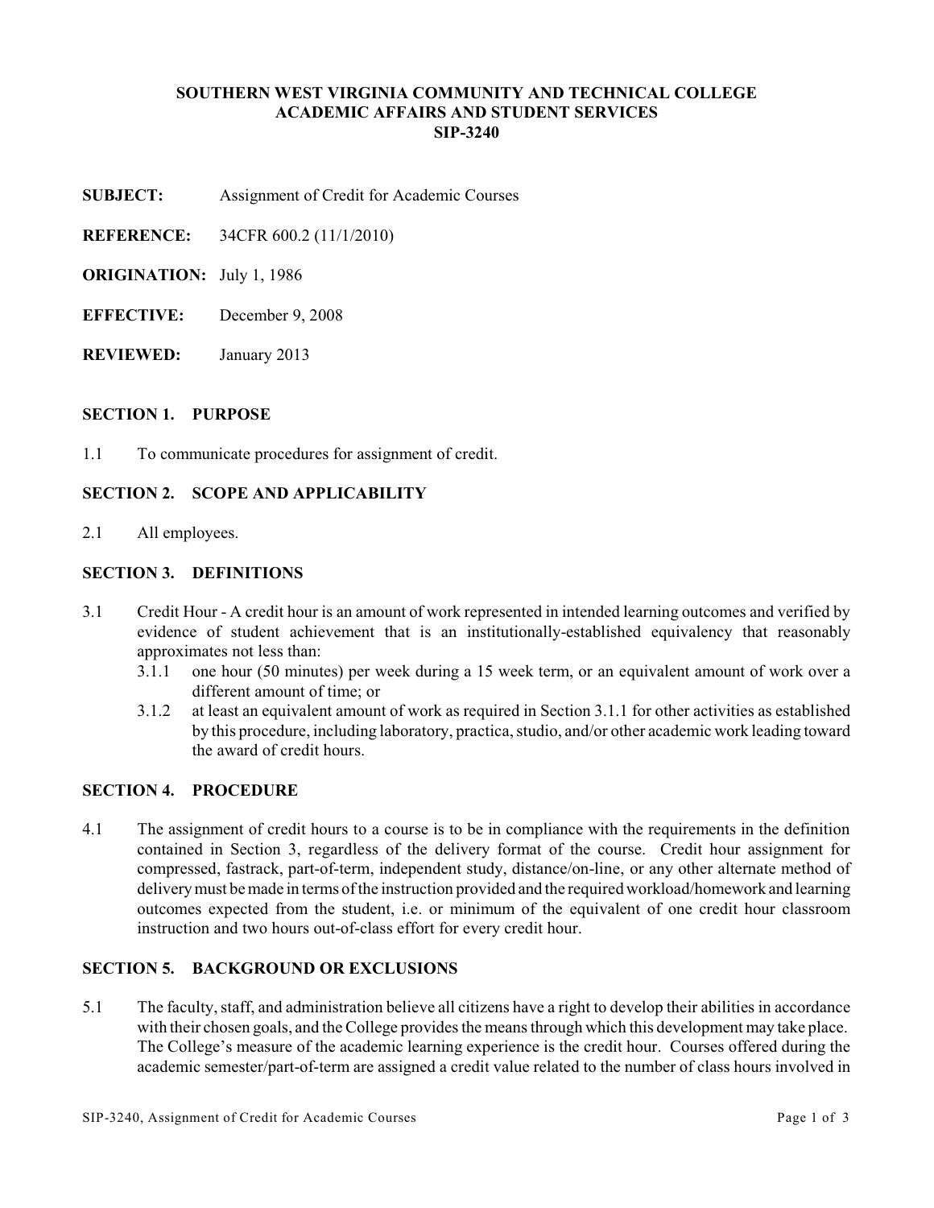**SOUTHERN WEST VIRGINIA COMMUNITY AND TECHNICAL COLLEGE**
**ACADEMIC AFFAIRS AND STUDENT SERVICES**
**SIP-3240**

**SUBJECT:** Assignment of Credit for Academic Courses

**REFERENCE:** 34CFR 600.2 (11/1/2010)

**ORIGINATION:** July 1, 1986

**EFFECTIVE:** December 9, 2008

**REVIEWED:** January 2013

## SECTION 1. PURPOSE

1.1 To communicate procedures for assignment of credit.

## SECTION 2. SCOPE AND APPLICABILITY

2.1 All employees.

## SECTION 3. DEFINITIONS

3.1 Credit Hour - A credit hour is an amount of work represented in intended learning outcomes and verified by evidence of student achievement that is an institutionally-established equivalency that reasonably approximates not less than:

   3.1.1 one hour (50 minutes) per week during a 15 week term, or an equivalent amount of work over a different amount of time; or

   3.1.2 at least an equivalent amount of work as required in Section 3.1.1 for other activities as established by this procedure, including laboratory, practica, studio, and/or other academic work leading toward the award of credit hours.

## SECTION 4. PROCEDURE

4.1 The assignment of credit hours to a course is to be in compliance with the requirements in the definition contained in Section 3, regardless of the delivery format of the course. Credit hour assignment for compressed, fastrack, part-of-term, independent study, distance/on-line, or any other alternate method of delivery must be made in terms of the instruction provided and the required workload/homework and learning outcomes expected from the student, i.e. or minimum of the equivalent of one credit hour classroom instruction and two hours out-of-class effort for every credit hour.

## SECTION 5. BACKGROUND OR EXCLUSIONS

5.1 The faculty, staff, and administration believe all citizens have a right to develop their abilities in accordance with their chosen goals, and the College provides the means through which this development may take place. The College's measure of the academic learning experience is the credit hour. Courses offered during the academic semester/part-of-term are assigned a credit value related to the number of class hours involved in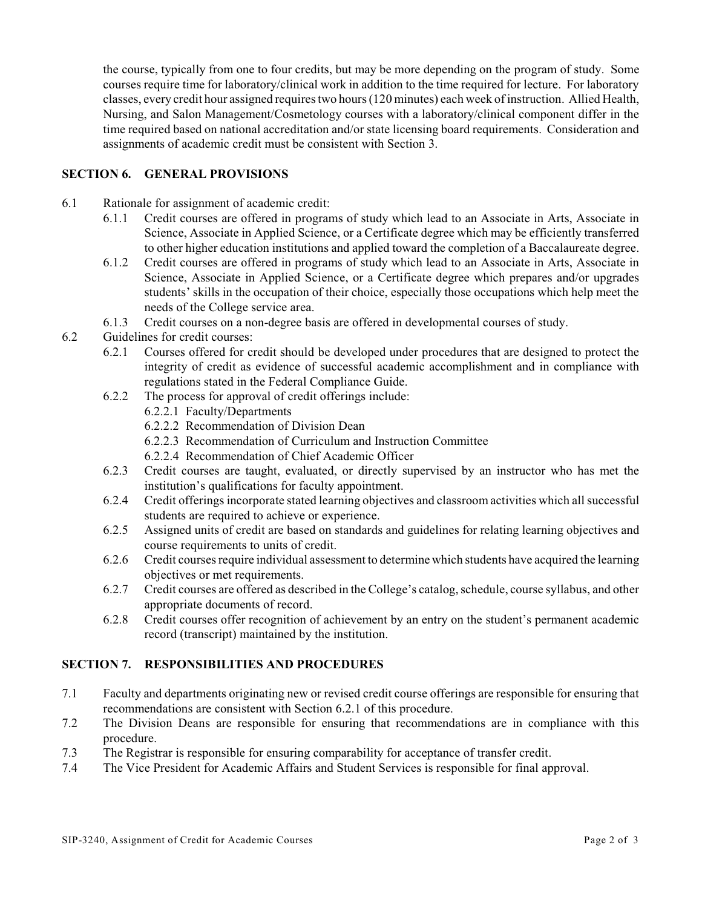the course, typically from one to four credits, but may be more depending on the program of study. Some courses require time for laboratory/clinical work in addition to the time required for lecture. For laboratory classes, every credit hour assigned requires two hours (120 minutes) each week of instruction. Allied Health, Nursing, and Salon Management/Cosmetology courses with a laboratory/clinical component differ in the time required based on national accreditation and/or state licensing board requirements. Consideration and assignments of academic credit must be consistent with Section 3.

## SECTION 6. GENERAL PROVISIONS

6.1 Rationale for assignment of academic credit:

- 6.1.1 Credit courses are offered in programs of study which lead to an Associate in Arts, Associate in Science, Associate in Applied Science, or a Certificate degree which may be efficiently transferred to other higher education institutions and applied toward the completion of a Baccalaureate degree.
- 6.1.2 Credit courses are offered in programs of study which lead to an Associate in Arts, Associate in Science, Associate in Applied Science, or a Certificate degree which prepares and/or upgrades students' skills in the occupation of their choice, especially those occupations which help meet the needs of the College service area.
- 6.1.3 Credit courses on a non-degree basis are offered in developmental courses of study.

6.2 Guidelines for credit courses:

- 6.2.1 Courses offered for credit should be developed under procedures that are designed to protect the integrity of credit as evidence of successful academic accomplishment and in compliance with regulations stated in the Federal Compliance Guide.
- 6.2.2 The process for approval of credit offerings include:
  - 6.2.2.1 Faculty/Departments
  - 6.2.2.2 Recommendation of Division Dean
  - 6.2.2.3 Recommendation of Curriculum and Instruction Committee
  - 6.2.2.4 Recommendation of Chief Academic Officer
- 6.2.3 Credit courses are taught, evaluated, or directly supervised by an instructor who has met the institution's qualifications for faculty appointment.
- 6.2.4 Credit offerings incorporate stated learning objectives and classroom activities which all successful students are required to achieve or experience.
- 6.2.5 Assigned units of credit are based on standards and guidelines for relating learning objectives and course requirements to units of credit.
- 6.2.6 Credit courses require individual assessment to determine which students have acquired the learning objectives or met requirements.
- 6.2.7 Credit courses are offered as described in the College's catalog, schedule, course syllabus, and other appropriate documents of record.
- 6.2.8 Credit courses offer recognition of achievement by an entry on the student's permanent academic record (transcript) maintained by the institution.

## SECTION 7. RESPONSIBILITIES AND PROCEDURES

7.1 Faculty and departments originating new or revised credit course offerings are responsible for ensuring that recommendations are consistent with Section 6.2.1 of this procedure.

7.2 The Division Deans are responsible for ensuring that recommendations are in compliance with this procedure.

7.3 The Registrar is responsible for ensuring comparability for acceptance of transfer credit.

7.4 The Vice President for Academic Affairs and Student Services is responsible for final approval.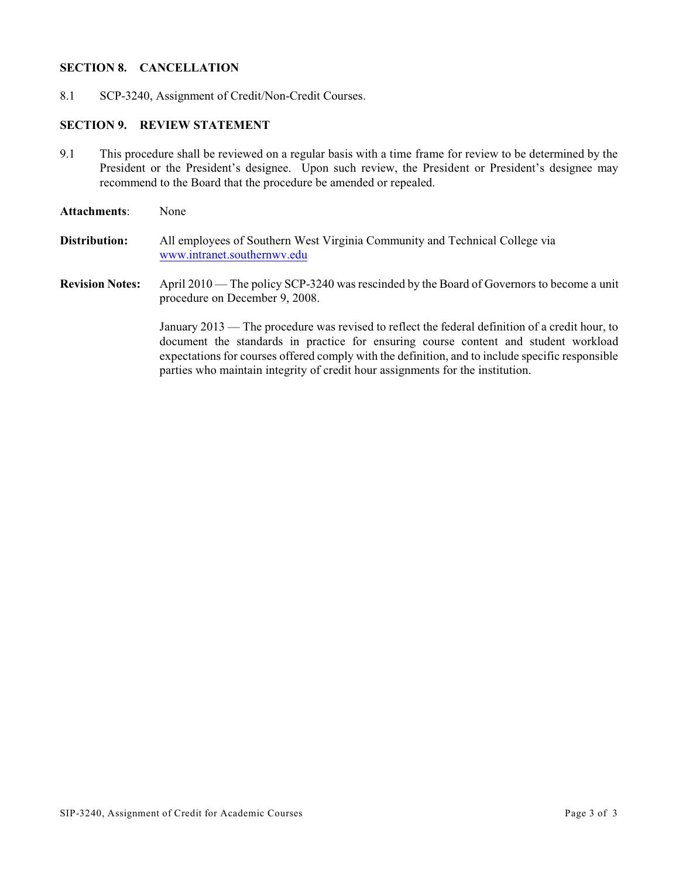## SECTION 8. CANCELLATION

8.1 SCP-3240, Assignment of Credit/Non-Credit Courses.

## SECTION 9. REVIEW STATEMENT

9.1 This procedure shall be reviewed on a regular basis with a time frame for review to be determined by the President or the President's designee. Upon such review, the President or President's designee may recommend to the Board that the procedure be amended or repealed.

**Attachments**: None

**Distribution:** All employees of Southern West Virginia Community and Technical College via [www.intranet.southernwv.edu](http://www.intranet.southernwv.edu)

**Revision Notes:** April 2010 — The policy SCP-3240 was rescinded by the Board of Governors to become a unit procedure on December 9, 2008.

January 2013 — The procedure was revised to reflect the federal definition of a credit hour, to document the standards in practice for ensuring course content and student workload expectations for courses offered comply with the definition, and to include specific responsible parties who maintain integrity of credit hour assignments for the institution.